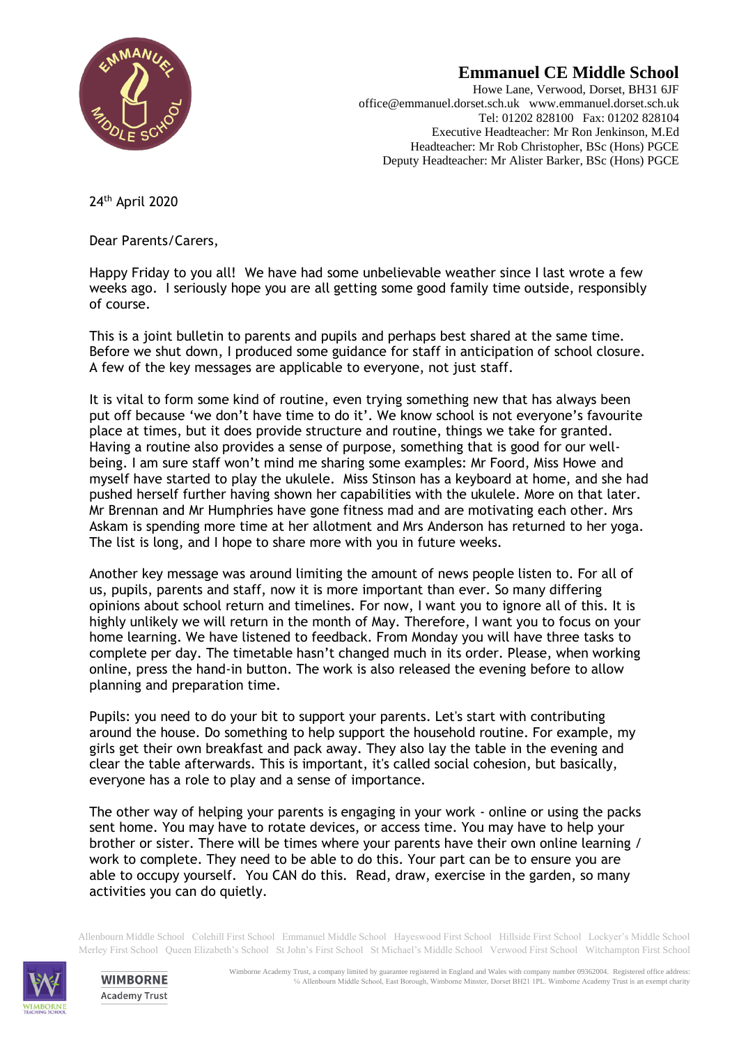# Emmanuel CE Middle School

Howe Lane, Verwood, Dorset, BH31 6JF
office@emmanuel.dorset.sch.uk www.emmanuel.dorset.sch.uk
Tel: 01202 828100 Fax: 01202 828104
Executive Headteacher: Mr Ron Jenkinson, M.Ed
Headteacher: Mr Rob Christopher, BSc (Hons) PGCE
Deputy Headteacher: Mr Alister Barker, BSc (Hons) PGCE

24th April 2020

Dear Parents/Carers,

Happy Friday to you all! We have had some unbelievable weather since I last wrote a few weeks ago. I seriously hope you are all getting some good family time outside, responsibly of course.

This is a joint bulletin to parents and pupils and perhaps best shared at the same time. Before we shut down, I produced some guidance for staff in anticipation of school closure. A few of the key messages are applicable to everyone, not just staff.

It is vital to form some kind of routine, even trying something new that has always been put off because 'we don't have time to do it'. We know school is not everyone's favourite place at times, but it does provide structure and routine, things we take for granted. Having a routine also provides a sense of purpose, something that is good for our well-being. I am sure staff won't mind me sharing some examples: Mr Foord, Miss Howe and myself have started to play the ukulele. Miss Stinson has a keyboard at home, and she had pushed herself further having shown her capabilities with the ukulele. More on that later. Mr Brennan and Mr Humphries have gone fitness mad and are motivating each other. Mrs Askam is spending more time at her allotment and Mrs Anderson has returned to her yoga. The list is long, and I hope to share more with you in future weeks.

Another key message was around limiting the amount of news people listen to. For all of us, pupils, parents and staff, now it is more important than ever. So many differing opinions about school return and timelines. For now, I want you to ignore all of this. It is highly unlikely we will return in the month of May. Therefore, I want you to focus on your home learning. We have listened to feedback. From Monday you will have three tasks to complete per day. The timetable hasn't changed much in its order. Please, when working online, press the hand-in button. The work is also released the evening before to allow planning and preparation time.

Pupils: you need to do your bit to support your parents. Let's start with contributing around the house. Do something to help support the household routine. For example, my girls get their own breakfast and pack away. They also lay the table in the evening and clear the table afterwards. This is important, it's called social cohesion, but basically, everyone has a role to play and a sense of importance.

The other way of helping your parents is engaging in your work - online or using the packs sent home. You may have to rotate devices, or access time. You may have to help your brother or sister. There will be times where your parents have their own online learning / work to complete. They need to be able to do this. Your part can be to ensure you are able to occupy yourself. You CAN do this. Read, draw, exercise in the garden, so many activities you can do quietly.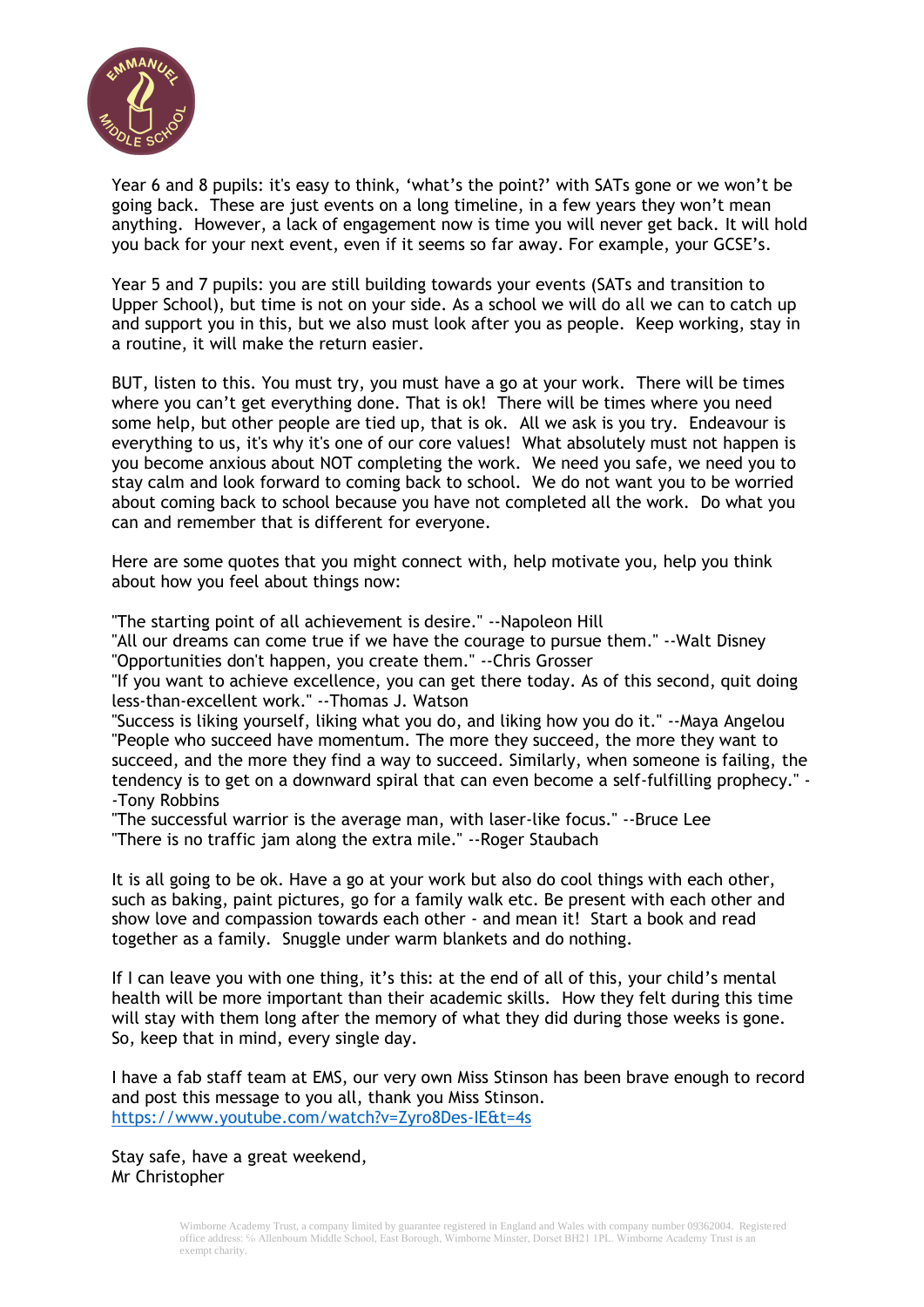Year 6 and 8 pupils: it's easy to think, 'what's the point?' with SATs gone or we won't be going back. These are just events on a long timeline, in a few years they won't mean anything. However, a lack of engagement now is time you will never get back. It will hold you back for your next event, even if it seems so far away. For example, your GCSE's.

Year 5 and 7 pupils: you are still building towards your events (SATs and transition to Upper School), but time is not on your side. As a school we will do all we can to catch up and support you in this, but we also must look after you as people. Keep working, stay in a routine, it will make the return easier.

BUT, listen to this. You must try, you must have a go at your work. There will be times where you can't get everything done. That is ok! There will be times where you need some help, but other people are tied up, that is ok. All we ask is you try. Endeavour is everything to us, it's why it's one of our core values! What absolutely must not happen is you become anxious about NOT completing the work. We need you safe, we need you to stay calm and look forward to coming back to school. We do not want you to be worried about coming back to school because you have not completed all the work. Do what you can and remember that is different for everyone.

Here are some quotes that you might connect with, help motivate you, help you think about how you feel about things now:

"The starting point of all achievement is desire." --Napoleon Hill
"All our dreams can come true if we have the courage to pursue them." --Walt Disney
"Opportunities don't happen, you create them." --Chris Grosser
"If you want to achieve excellence, you can get there today. As of this second, quit doing less-than-excellent work." --Thomas J. Watson
"Success is liking yourself, liking what you do, and liking how you do it." --Maya Angelou
"People who succeed have momentum. The more they succeed, the more they want to succeed, and the more they find a way to succeed. Similarly, when someone is failing, the tendency is to get on a downward spiral that can even become a self-fulfilling prophecy." --Tony Robbins
"The successful warrior is the average man, with laser-like focus." --Bruce Lee
"There is no traffic jam along the extra mile." --Roger Staubach

It is all going to be ok. Have a go at your work but also do cool things with each other, such as baking, paint pictures, go for a family walk etc. Be present with each other and show love and compassion towards each other - and mean it! Start a book and read together as a family. Snuggle under warm blankets and do nothing.

If I can leave you with one thing, it's this: at the end of all of this, your child's mental health will be more important than their academic skills. How they felt during this time will stay with them long after the memory of what they did during those weeks is gone. So, keep that in mind, every single day.

I have a fab staff team at EMS, our very own Miss Stinson has been brave enough to record and post this message to you all, thank you Miss Stinson.
https://www.youtube.com/watch?v=Zyro8Des-IE&t=4s

Stay safe, have a great weekend,
Mr Christopher

Wimborne Academy Trust, a company limited by guarantee registered in England and Wales with company number 09362004. Registered office address: ℅ Allenbourn Middle School, East Borough, Wimborne Minster, Dorset BH21 1PL. Wimborne Academy Trust is an exempt charity.